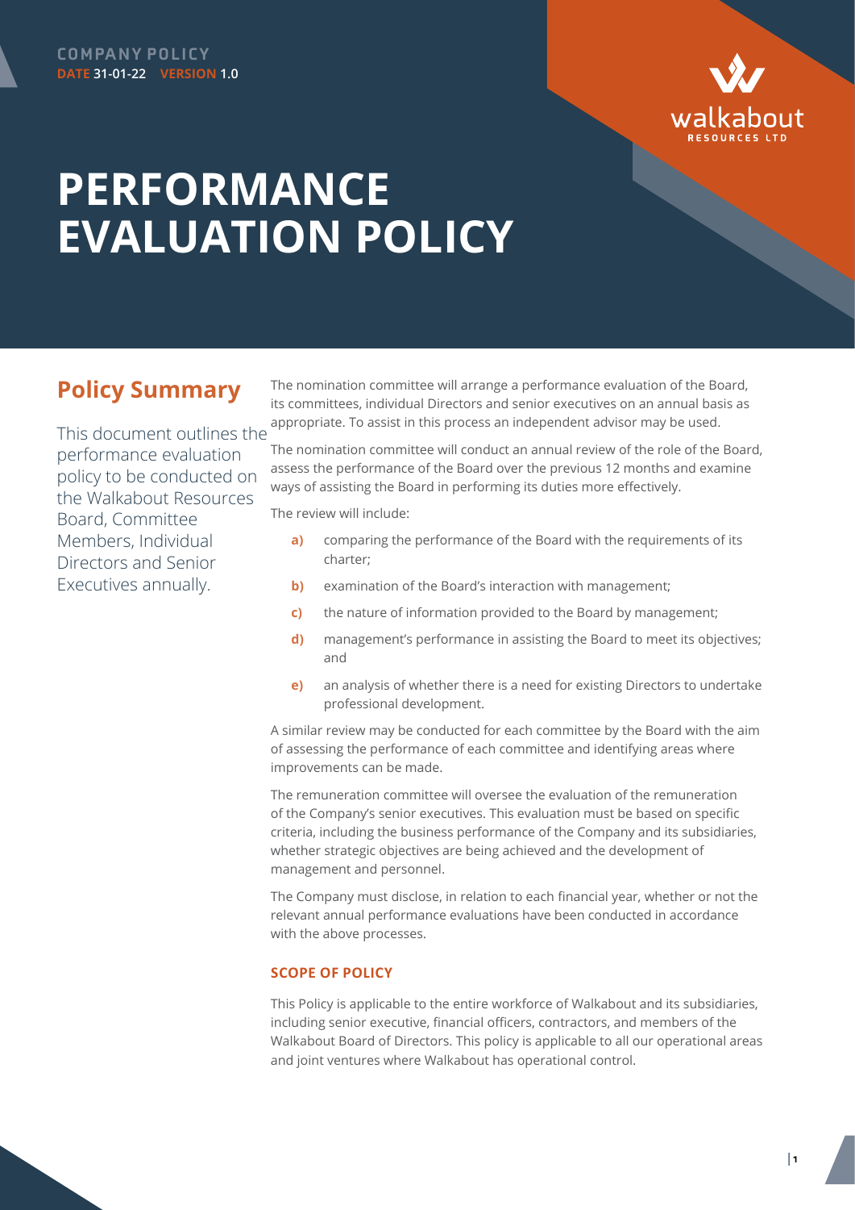COMPANY POLICY
DATE 31-01-22 VERSION 1.0

# PERFORMANCE EVALUATION POLICY

## Policy Summary

This document outlines the performance evaluation policy to be conducted on the Walkabout Resources Board, Committee Members, Individual Directors and Senior Executives annually.

The nomination committee will arrange a performance evaluation of the Board, its committees, individual Directors and senior executives on an annual basis as appropriate. To assist in this process an independent advisor may be used.

The nomination committee will conduct an annual review of the role of the Board, assess the performance of the Board over the previous 12 months and examine ways of assisting the Board in performing its duties more effectively.

The review will include:

- **a)** comparing the performance of the Board with the requirements of its charter;
- **b)** examination of the Board's interaction with management;
- **c)** the nature of information provided to the Board by management;
- **d)** management's performance in assisting the Board to meet its objectives; and
- **e)** an analysis of whether there is a need for existing Directors to undertake professional development.

A similar review may be conducted for each committee by the Board with the aim of assessing the performance of each committee and identifying areas where improvements can be made.

The remuneration committee will oversee the evaluation of the remuneration of the Company's senior executives. This evaluation must be based on specific criteria, including the business performance of the Company and its subsidiaries, whether strategic objectives are being achieved and the development of management and personnel.

The Company must disclose, in relation to each financial year, whether or not the relevant annual performance evaluations have been conducted in accordance with the above processes.

### SCOPE OF POLICY

This Policy is applicable to the entire workforce of Walkabout and its subsidiaries, including senior executive, financial officers, contractors, and members of the Walkabout Board of Directors. This policy is applicable to all our operational areas and joint ventures where Walkabout has operational control.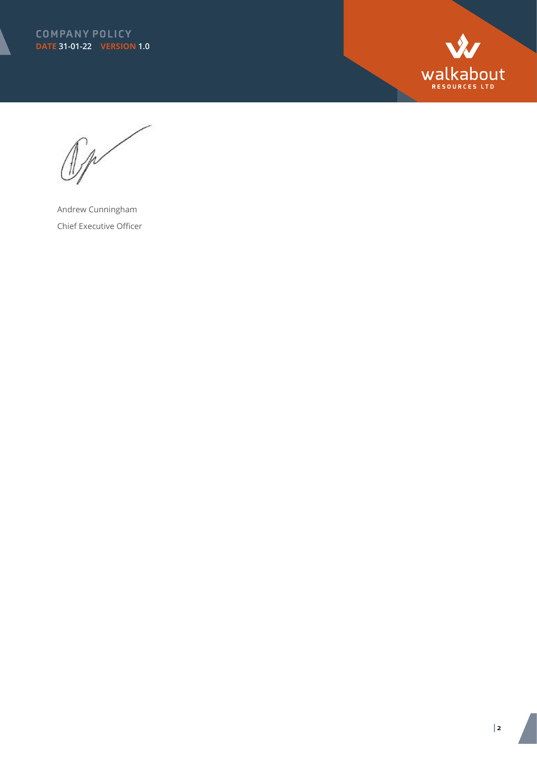Andrew Cunningham

Chief Executive Officer